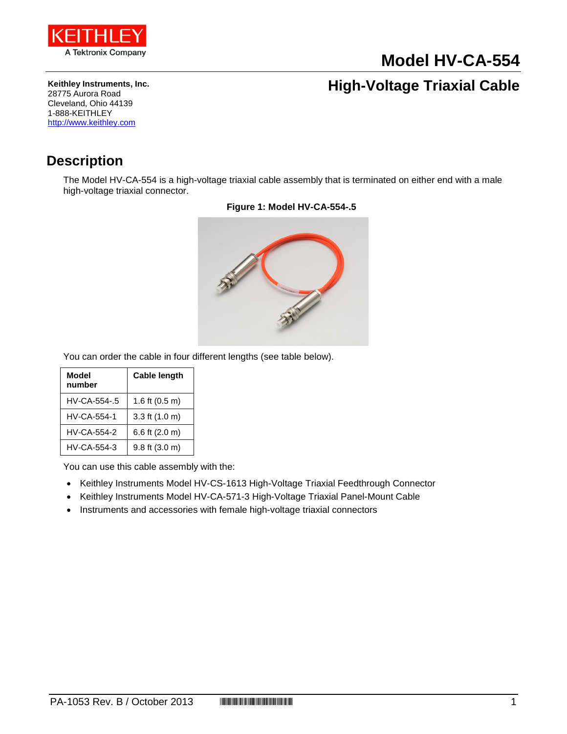KEITHLEY
A Tektronix Company

# Model HV-CA-554

## High-Voltage Triaxial Cable

**Keithley Instruments, Inc.**
28775 Aurora Road
Cleveland, Ohio 44139
1-888-KEITHLEY
http://www.keithley.com

## Description

The Model HV-CA-554 is a high-voltage triaxial cable assembly that is terminated on either end with a male high-voltage triaxial connector.

**Figure 1: Model HV-CA-554-.5**

You can order the cable in four different lengths (see table below).

| Model number | Cable length |
|---|---|
| HV-CA-554-.5 | 1.6 ft (0.5 m) |
| HV-CA-554-1 | 3.3 ft (1.0 m) |
| HV-CA-554-2 | 6.6 ft (2.0 m) |
| HV-CA-554-3 | 9.8 ft (3.0 m) |

You can use this cable assembly with the:

- Keithley Instruments Model HV-CS-1613 High-Voltage Triaxial Feedthrough Connector
- Keithley Instruments Model HV-CA-571-3 High-Voltage Triaxial Panel-Mount Cable
- Instruments and accessories with female high-voltage triaxial connectors

PA-1053 Rev. B / October 2013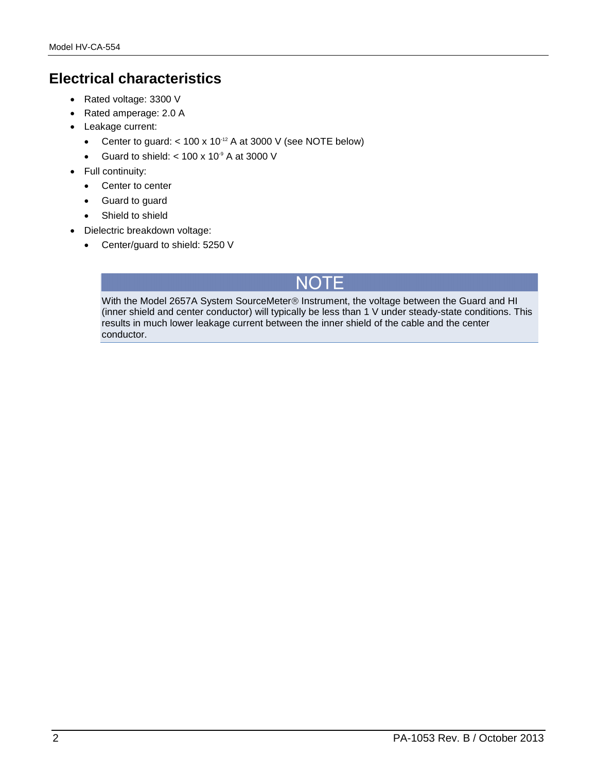## Electrical characteristics

- Rated voltage: 3300 V
- Rated amperage: 2.0 A
- Leakage current:
  - Center to guard: < 100 x $10^{-12}$ A at 3000 V (see NOTE below)
  - Guard to shield: < 100 x $10^{-9}$ A at 3000 V
- Full continuity:
  - Center to center
  - Guard to guard
  - Shield to shield
- Dielectric breakdown voltage:
  - Center/guard to shield: 5250 V

> **NOTE**
>
> With the Model 2657A System SourceMeter® Instrument, the voltage between the Guard and HI (inner shield and center conductor) will typically be less than 1 V under steady-state conditions. This results in much lower leakage current between the inner shield of the cable and the center conductor.